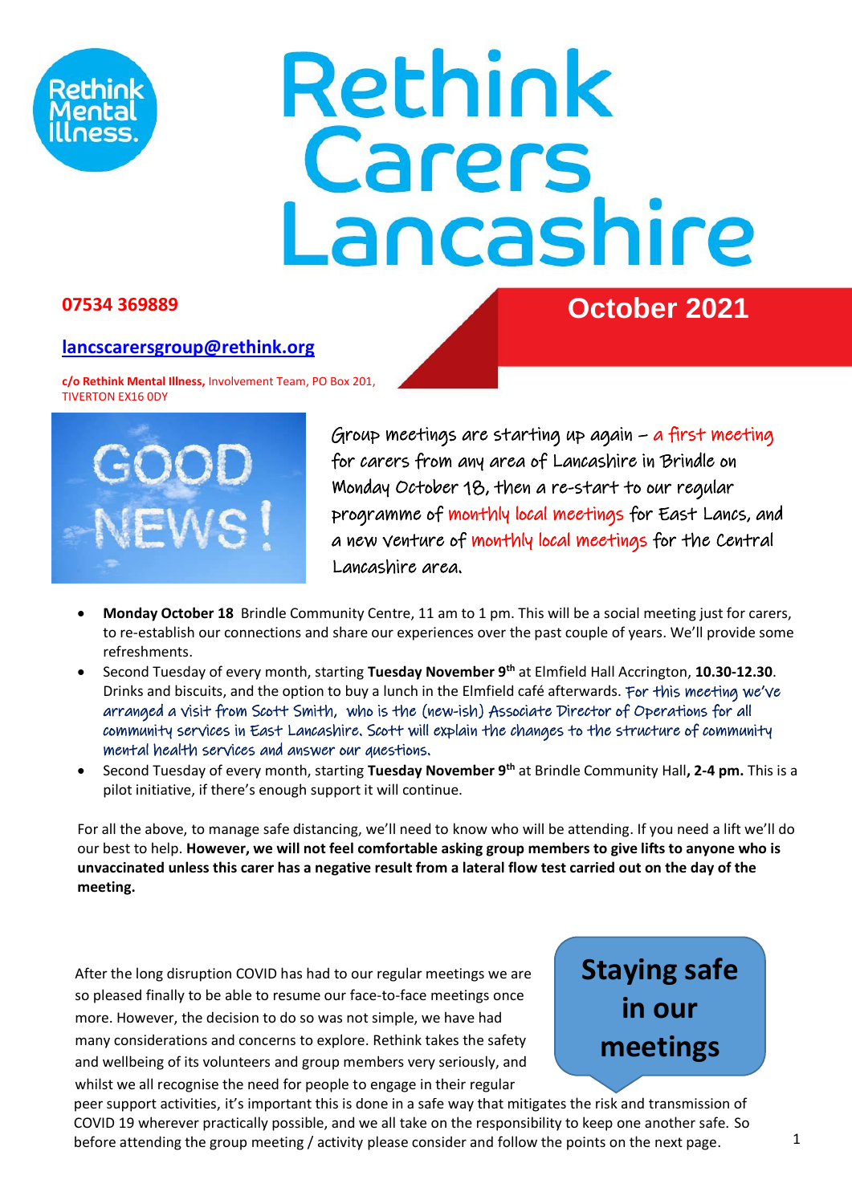# Rethink Carers Lancashire

**07534 369889**

**October 2021**

**lancscarersgroup@rethink.org**

**c/o Rethink Mental Illness,** Involvement Team, PO Box 201, TIVERTON EX16 0DY

Group meetings are starting up again – a first meeting for carers from any area of Lancashire in Brindle on Monday October 18, then a re-start to our regular programme of monthly local meetings for East Lancs, and a new venture of monthly local meetings for the Central Lancashire area.

- **Monday October 18** Brindle Community Centre, 11 am to 1 pm. This will be a social meeting just for carers, to re-establish our connections and share our experiences over the past couple of years. We'll provide some refreshments.
- Second Tuesday of every month, starting **Tuesday November 9th** at Elmfield Hall Accrington, **10.30-12.30**. Drinks and biscuits, and the option to buy a lunch in the Elmfield café afterwards. For this meeting we've arranged a visit from Scott Smith, who is the (new-ish) Associate Director of Operations for all community services in East Lancashire. Scott will explain the changes to the structure of community mental health services and answer our questions.
- Second Tuesday of every month, starting **Tuesday November 9th** at Brindle Community Hall**, 2-4 pm.** This is a pilot initiative, if there's enough support it will continue.

For all the above, to manage safe distancing, we'll need to know who will be attending. If you need a lift we'll do our best to help. **However, we will not feel comfortable asking group members to give lifts to anyone who is unvaccinated unless this carer has a negative result from a lateral flow test carried out on the day of the meeting.**

## Staying safe in our meetings

After the long disruption COVID has had to our regular meetings we are so pleased finally to be able to resume our face-to-face meetings once more. However, the decision to do so was not simple, we have had many considerations and concerns to explore. Rethink takes the safety and wellbeing of its volunteers and group members very seriously, and whilst we all recognise the need for people to engage in their regular peer support activities, it's important this is done in a safe way that mitigates the risk and transmission of COVID 19 wherever practically possible, and we all take on the responsibility to keep one another safe. So before attending the group meeting / activity please consider and follow the points on the next page.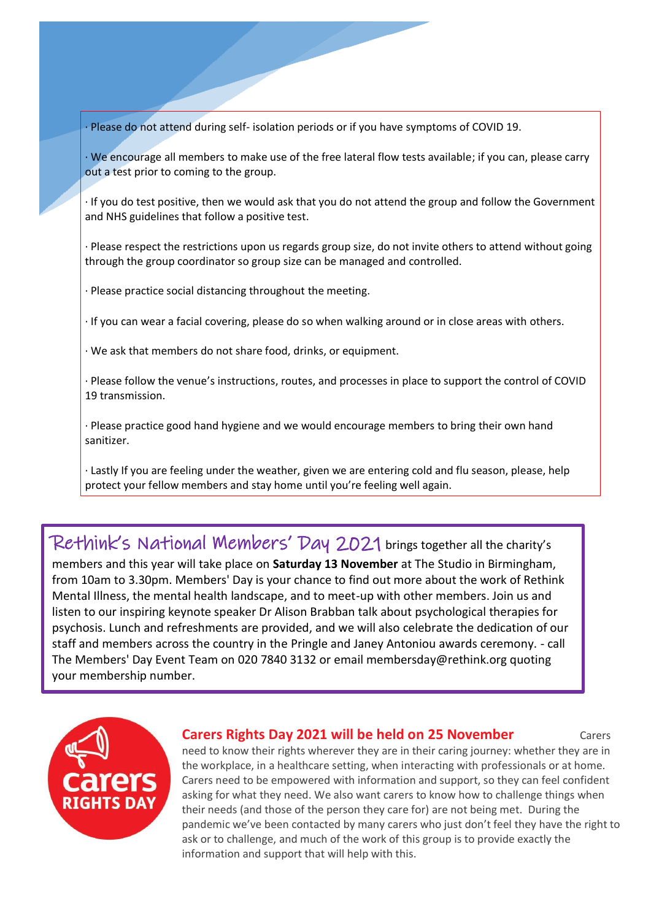· Please do not attend during self- isolation periods or if you have symptoms of COVID 19.

· We encourage all members to make use of the free lateral flow tests available; if you can, please carry out a test prior to coming to the group.

· If you do test positive, then we would ask that you do not attend the group and follow the Government and NHS guidelines that follow a positive test.

· Please respect the restrictions upon us regards group size, do not invite others to attend without going through the group coordinator so group size can be managed and controlled.

· Please practice social distancing throughout the meeting.

· If you can wear a facial covering, please do so when walking around or in close areas with others.

· We ask that members do not share food, drinks, or equipment.

· Please follow the venue's instructions, routes, and processes in place to support the control of COVID 19 transmission.

· Please practice good hand hygiene and we would encourage members to bring their own hand sanitizer.

· Lastly If you are feeling under the weather, given we are entering cold and flu season, please, help protect your fellow members and stay home until you're feeling well again.

## Rethink's National Members' Day 2021

Rethink's National Members' Day 2021 brings together all the charity's members and this year will take place on **Saturday 13 November** at The Studio in Birmingham, from 10am to 3.30pm. Members' Day is your chance to find out more about the work of Rethink Mental Illness, the mental health landscape, and to meet-up with other members. Join us and listen to our inspiring keynote speaker Dr Alison Brabban talk about psychological therapies for psychosis. Lunch and refreshments are provided, and we will also celebrate the dedication of our staff and members across the country in the Pringle and Janey Antoniou awards ceremony. - call The Members' Day Event Team on 020 7840 3132 or email membersday@rethink.org quoting your membership number.

carers RIGHTS DAY

## Carers Rights Day 2021 will be held on 25 November

Carers need to know their rights wherever they are in their caring journey: whether they are in the workplace, in a healthcare setting, when interacting with professionals or at home. Carers need to be empowered with information and support, so they can feel confident asking for what they need. We also want carers to know how to challenge things when their needs (and those of the person they care for) are not being met. During the pandemic we've been contacted by many carers who just don't feel they have the right to ask or to challenge, and much of the work of this group is to provide exactly the information and support that will help with this.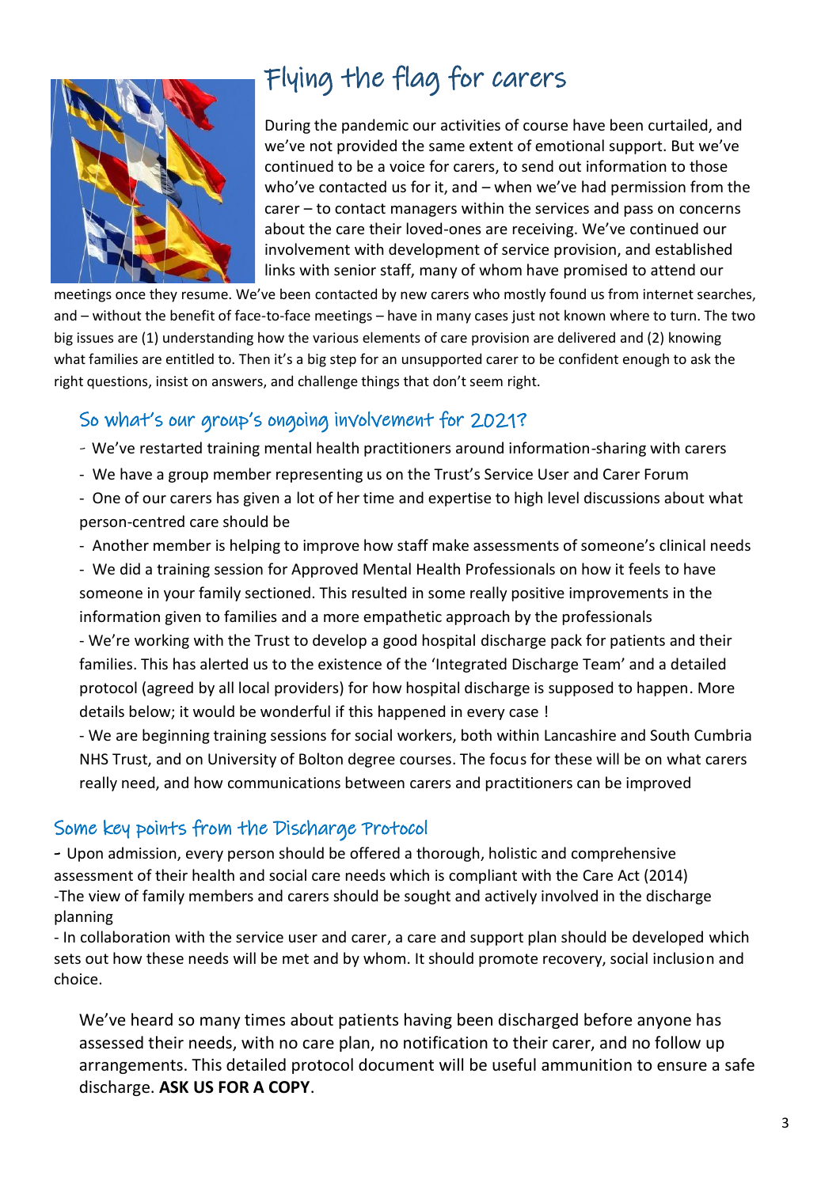# Flying the flag for carers

During the pandemic our activities of course have been curtailed, and we've not provided the same extent of emotional support. But we've continued to be a voice for carers, to send out information to those who've contacted us for it, and – when we've had permission from the carer – to contact managers within the services and pass on concerns about the care their loved-ones are receiving. We've continued our involvement with development of service provision, and established links with senior staff, many of whom have promised to attend our meetings once they resume. We've been contacted by new carers who mostly found us from internet searches, and – without the benefit of face-to-face meetings – have in many cases just not known where to turn. The two big issues are (1) understanding how the various elements of care provision are delivered and (2) knowing what families are entitled to. Then it's a big step for an unsupported carer to be confident enough to ask the right questions, insist on answers, and challenge things that don't seem right.

## So what's our group's ongoing involvement for 2021?

- We've restarted training mental health practitioners around information-sharing with carers
- We have a group member representing us on the Trust's Service User and Carer Forum
- One of our carers has given a lot of her time and expertise to high level discussions about what person-centred care should be
- Another member is helping to improve how staff make assessments of someone's clinical needs
- We did a training session for Approved Mental Health Professionals on how it feels to have someone in your family sectioned. This resulted in some really positive improvements in the information given to families and a more empathetic approach by the professionals
- We're working with the Trust to develop a good hospital discharge pack for patients and their families. This has alerted us to the existence of the 'Integrated Discharge Team' and a detailed protocol (agreed by all local providers) for how hospital discharge is supposed to happen. More details below; it would be wonderful if this happened in every case !
- We are beginning training sessions for social workers, both within Lancashire and South Cumbria NHS Trust, and on University of Bolton degree courses. The focus for these will be on what carers really need, and how communications between carers and practitioners can be improved

## Some key points from the Discharge Protocol

- Upon admission, every person should be offered a thorough, holistic and comprehensive assessment of their health and social care needs which is compliant with the Care Act (2014)
- The view of family members and carers should be sought and actively involved in the discharge planning
- In collaboration with the service user and carer, a care and support plan should be developed which sets out how these needs will be met and by whom. It should promote recovery, social inclusion and choice.

We've heard so many times about patients having been discharged before anyone has assessed their needs, with no care plan, no notification to their carer, and no follow up arrangements. This detailed protocol document will be useful ammunition to ensure a safe discharge. **ASK US FOR A COPY**.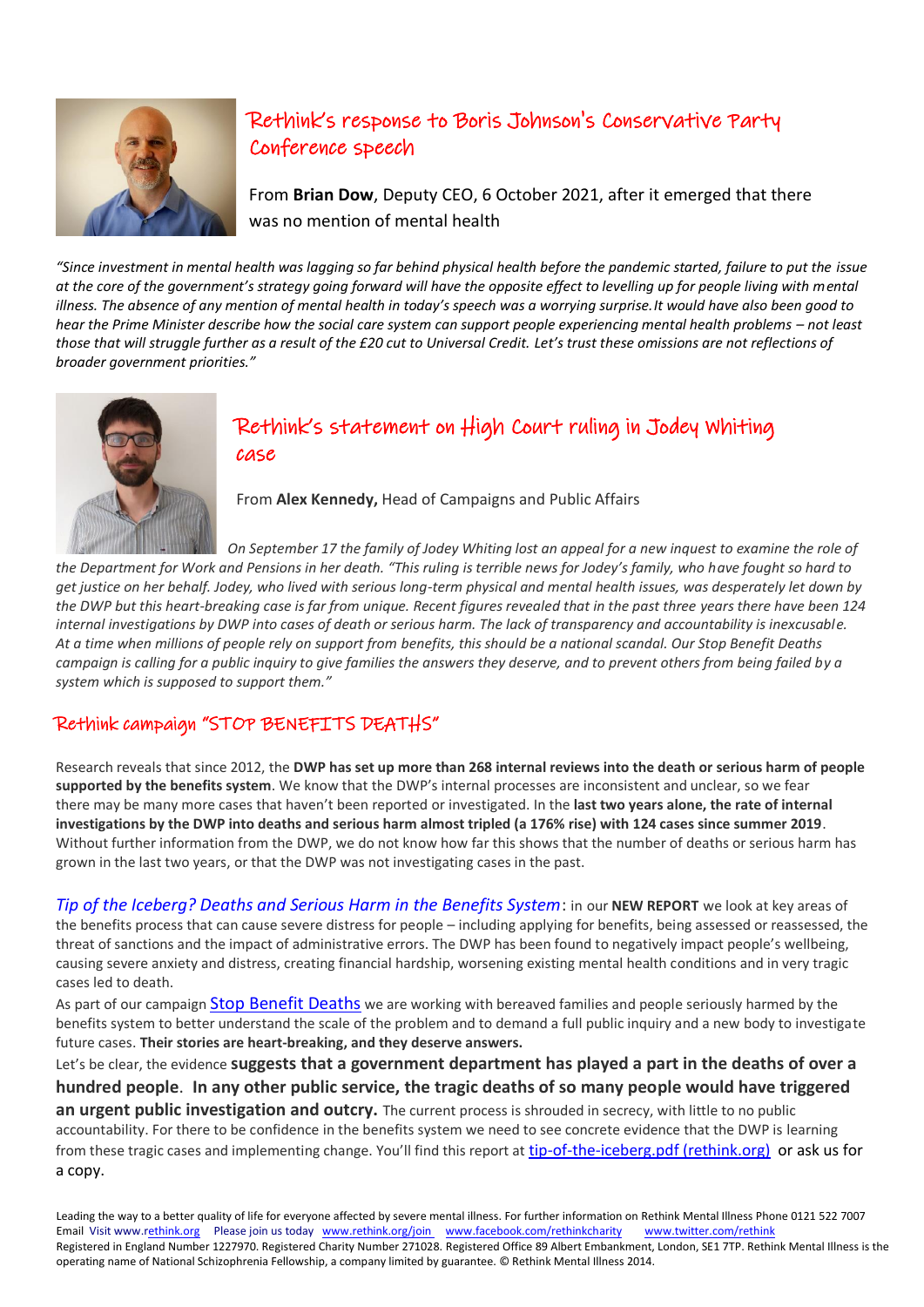## Rethink's response to Boris Johnson's Conservative Party Conference speech

From **Brian Dow**, Deputy CEO, 6 October 2021, after it emerged that there was no mention of mental health

*"Since investment in mental health was lagging so far behind physical health before the pandemic started, failure to put the issue at the core of the government's strategy going forward will have the opposite effect to levelling up for people living with mental illness. The absence of any mention of mental health in today's speech was a worrying surprise. It would have also been good to hear the Prime Minister describe how the social care system can support people experiencing mental health problems – not least those that will struggle further as a result of the £20 cut to Universal Credit. Let's trust these omissions are not reflections of broader government priorities."*

## Rethink's statement on High Court ruling in Jodey Whiting case

From **Alex Kennedy,** Head of Campaigns and Public Affairs

*On September 17 the family of Jodey Whiting lost an appeal for a new inquest to examine the role of the Department for Work and Pensions in her death. "This ruling is terrible news for Jodey's family, who have fought so hard to get justice on her behalf. Jodey, who lived with serious long-term physical and mental health issues, was desperately let down by the DWP but this heart-breaking case is far from unique. Recent figures revealed that in the past three years there have been 124 internal investigations by DWP into cases of death or serious harm. The lack of transparency and accountability is inexcusable. At a time when millions of people rely on support from benefits, this should be a national scandal. Our Stop Benefit Deaths campaign is calling for a public inquiry to give families the answers they deserve, and to prevent others from being failed by a system which is supposed to support them."*

## Rethink campaign "STOP BENEFITS DEATHS"

Research reveals that since 2012, the **DWP has set up more than 268 internal reviews into the death or serious harm of people supported by the benefits system**. We know that the DWP's internal processes are inconsistent and unclear, so we fear there may be many more cases that haven't been reported or investigated. In the **last two years alone, the rate of internal investigations by the DWP into deaths and serious harm almost tripled (a 176% rise) with 124 cases since summer 2019**. Without further information from the DWP, we do not know how far this shows that the number of deaths or serious harm has grown in the last two years, or that the DWP was not investigating cases in the past.

*Tip of the Iceberg? Deaths and Serious Harm in the Benefits System*: in our **NEW REPORT** we look at key areas of the benefits process that can cause severe distress for people – including applying for benefits, being assessed or reassessed, the threat of sanctions and the impact of administrative errors. The DWP has been found to negatively impact people's wellbeing, causing severe anxiety and distress, creating financial hardship, worsening existing mental health conditions and in very tragic cases led to death.

As part of our campaign Stop Benefit Deaths we are working with bereaved families and people seriously harmed by the benefits system to better understand the scale of the problem and to demand a full public inquiry and a new body to investigate future cases. **Their stories are heart-breaking, and they deserve answers.**

Let's be clear, the evidence **suggests that a government department has played a part in the deaths of over a hundred people**. **In any other public service, the tragic deaths of so many people would have triggered an urgent public investigation and outcry.** The current process is shrouded in secrecy, with little to no public accountability. For there to be confidence in the benefits system we need to see concrete evidence that the DWP is learning from these tragic cases and implementing change. You'll find this report at tip-of-the-iceberg.pdf (rethink.org) or ask us for a copy.

Leading the way to a better quality of life for everyone affected by severe mental illness. For further information on Rethink Mental Illness Phone 0121 522 7007 Email Visit www.rethink.org Please join us today www.rethink.org/join www.facebook.com/rethinkcharity www.twitter.com/rethink
Registered in England Number 1227970. Registered Charity Number 271028. Registered Office 89 Albert Embankment, London, SE1 7TP. Rethink Mental Illness is the operating name of National Schizophrenia Fellowship, a company limited by guarantee. © Rethink Mental Illness 2014.